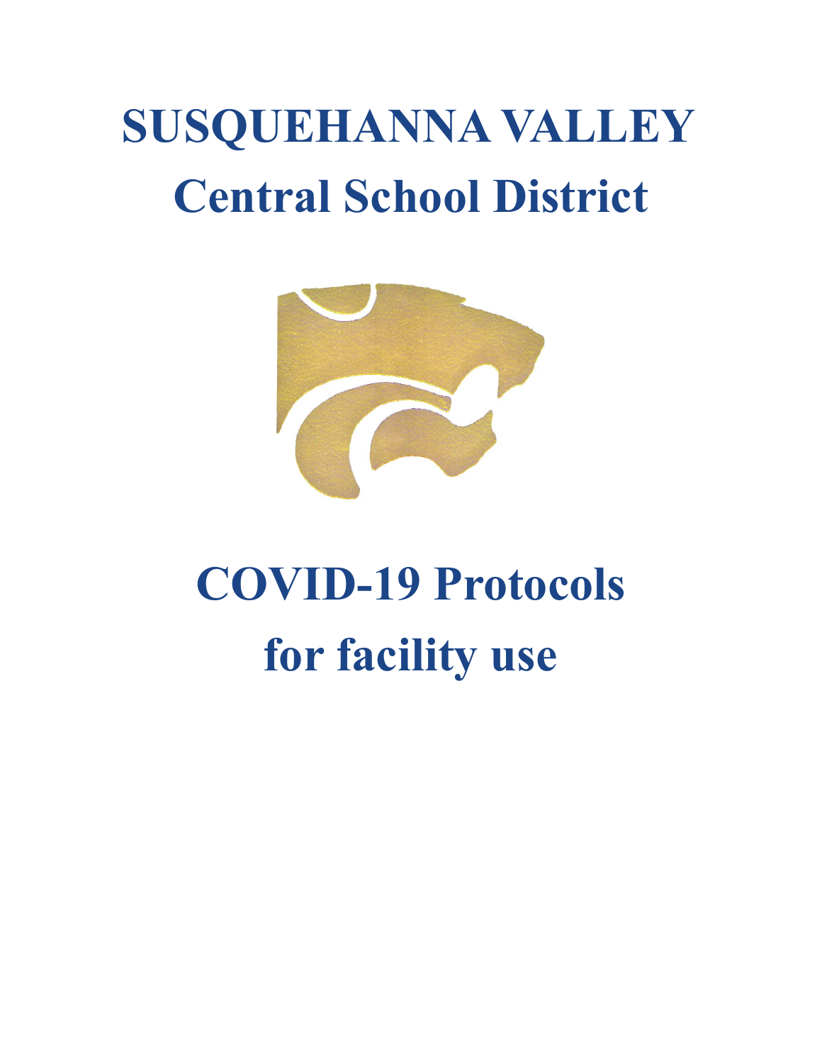# SUSQUEHANNA VALLEY
# Central School District

# COVID-19 Protocols
# for facility use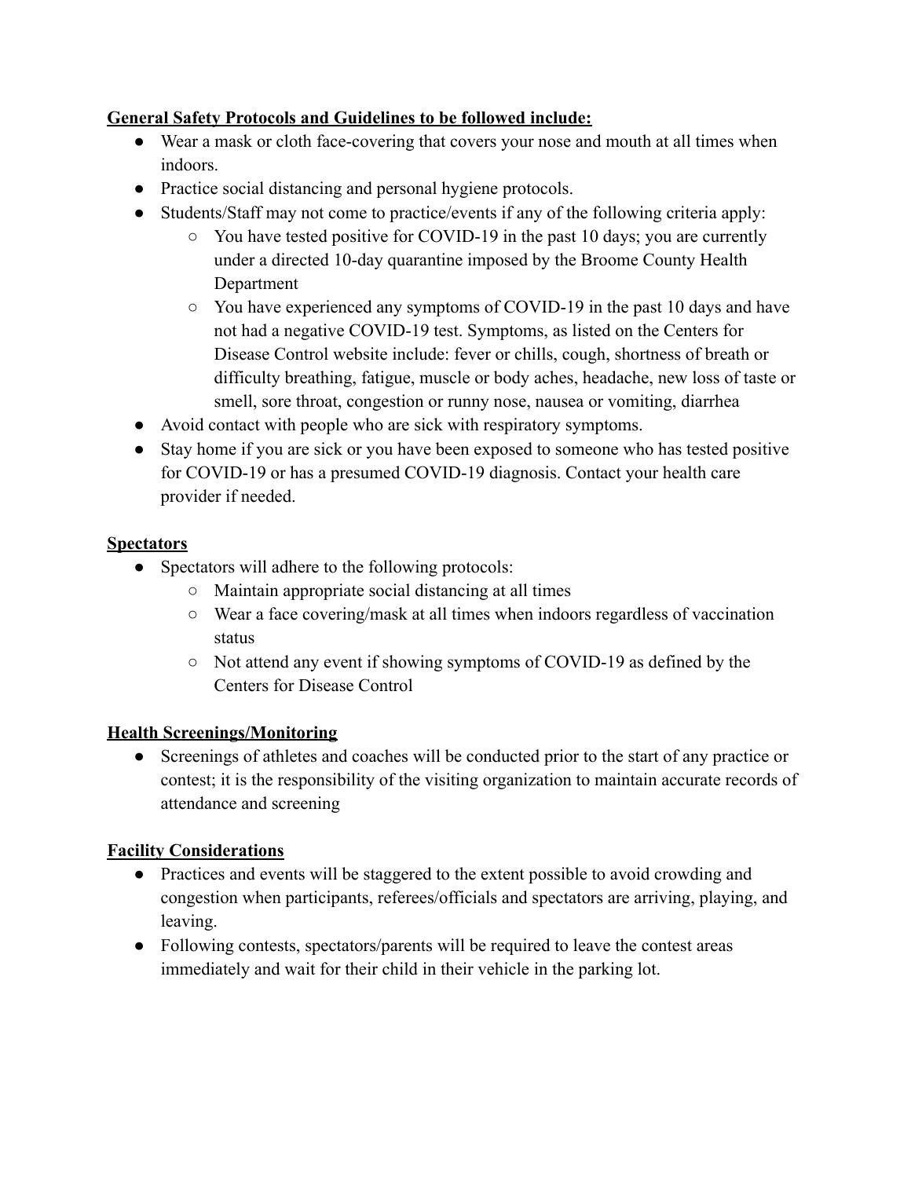**General Safety Protocols and Guidelines to be followed include:**

- Wear a mask or cloth face-covering that covers your nose and mouth at all times when indoors.
- Practice social distancing and personal hygiene protocols.
- Students/Staff may not come to practice/events if any of the following criteria apply:
    - You have tested positive for COVID-19 in the past 10 days; you are currently under a directed 10-day quarantine imposed by the Broome County Health Department
    - You have experienced any symptoms of COVID-19 in the past 10 days and have not had a negative COVID-19 test. Symptoms, as listed on the Centers for Disease Control website include: fever or chills, cough, shortness of breath or difficulty breathing, fatigue, muscle or body aches, headache, new loss of taste or smell, sore throat, congestion or runny nose, nausea or vomiting, diarrhea
- Avoid contact with people who are sick with respiratory symptoms.
- Stay home if you are sick or you have been exposed to someone who has tested positive for COVID-19 or has a presumed COVID-19 diagnosis. Contact your health care provider if needed.

**Spectators**

- Spectators will adhere to the following protocols:
    - Maintain appropriate social distancing at all times
    - Wear a face covering/mask at all times when indoors regardless of vaccination status
    - Not attend any event if showing symptoms of COVID-19 as defined by the Centers for Disease Control

**Health Screenings/Monitoring**

- Screenings of athletes and coaches will be conducted prior to the start of any practice or contest; it is the responsibility of the visiting organization to maintain accurate records of attendance and screening

**Facility Considerations**

- Practices and events will be staggered to the extent possible to avoid crowding and congestion when participants, referees/officials and spectators are arriving, playing, and leaving.
- Following contests, spectators/parents will be required to leave the contest areas immediately and wait for their child in their vehicle in the parking lot.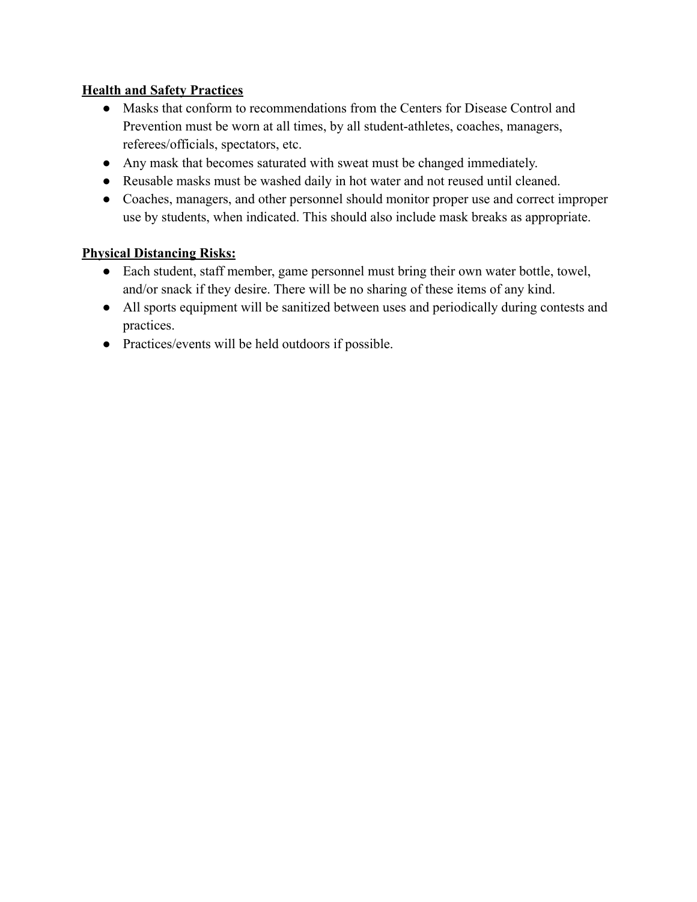**Health and Safety Practices**

- Masks that conform to recommendations from the Centers for Disease Control and Prevention must be worn at all times, by all student-athletes, coaches, managers, referees/officials, spectators, etc.
- Any mask that becomes saturated with sweat must be changed immediately.
- Reusable masks must be washed daily in hot water and not reused until cleaned.
- Coaches, managers, and other personnel should monitor proper use and correct improper use by students, when indicated. This should also include mask breaks as appropriate.

**Physical Distancing Risks:**

- Each student, staff member, game personnel must bring their own water bottle, towel, and/or snack if they desire. There will be no sharing of these items of any kind.
- All sports equipment will be sanitized between uses and periodically during contests and practices.
- Practices/events will be held outdoors if possible.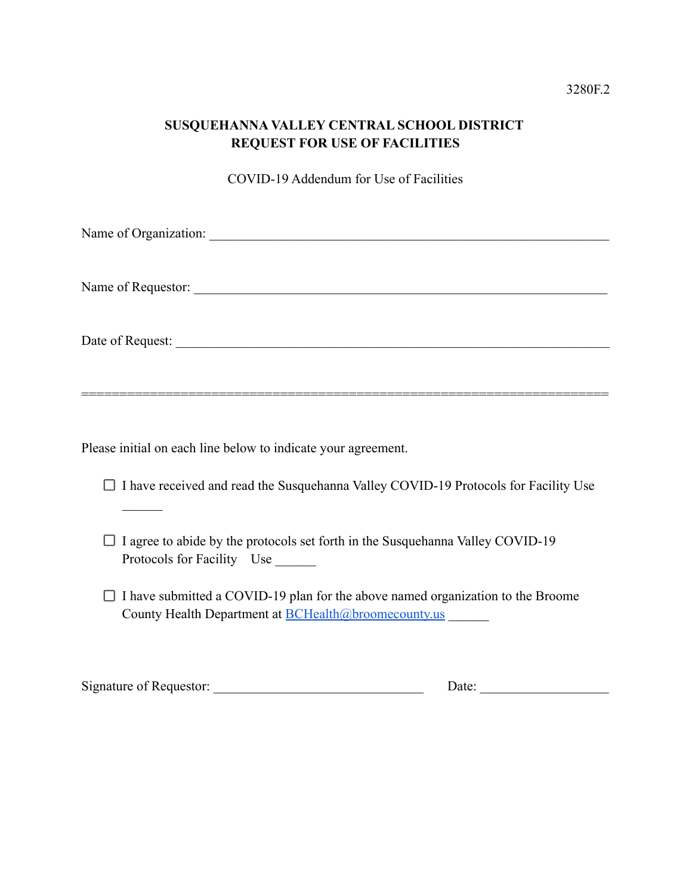3280F.2

**SUSQUEHANNA VALLEY CENTRAL SCHOOL DISTRICT**
**REQUEST FOR USE OF FACILITIES**

COVID-19 Addendum for Use of Facilities

Name of Organization: ____________________________________________________________

Name of Requestor: ____________________________________________________________

Date of Request: ____________________________________________________________

======================================================================

Please initial on each line below to indicate your agreement.

- ☐ I have received and read the Susquehanna Valley COVID-19 Protocols for Facility Use ______
- ☐ I agree to abide by the protocols set forth in the Susquehanna Valley COVID-19 Protocols for Facility Use ______
- ☐ I have submitted a COVID-19 plan for the above named organization to the Broome County Health Department at BCHealth@broomecounty.us ______

Signature of Requestor: _______________________________ Date: __________________